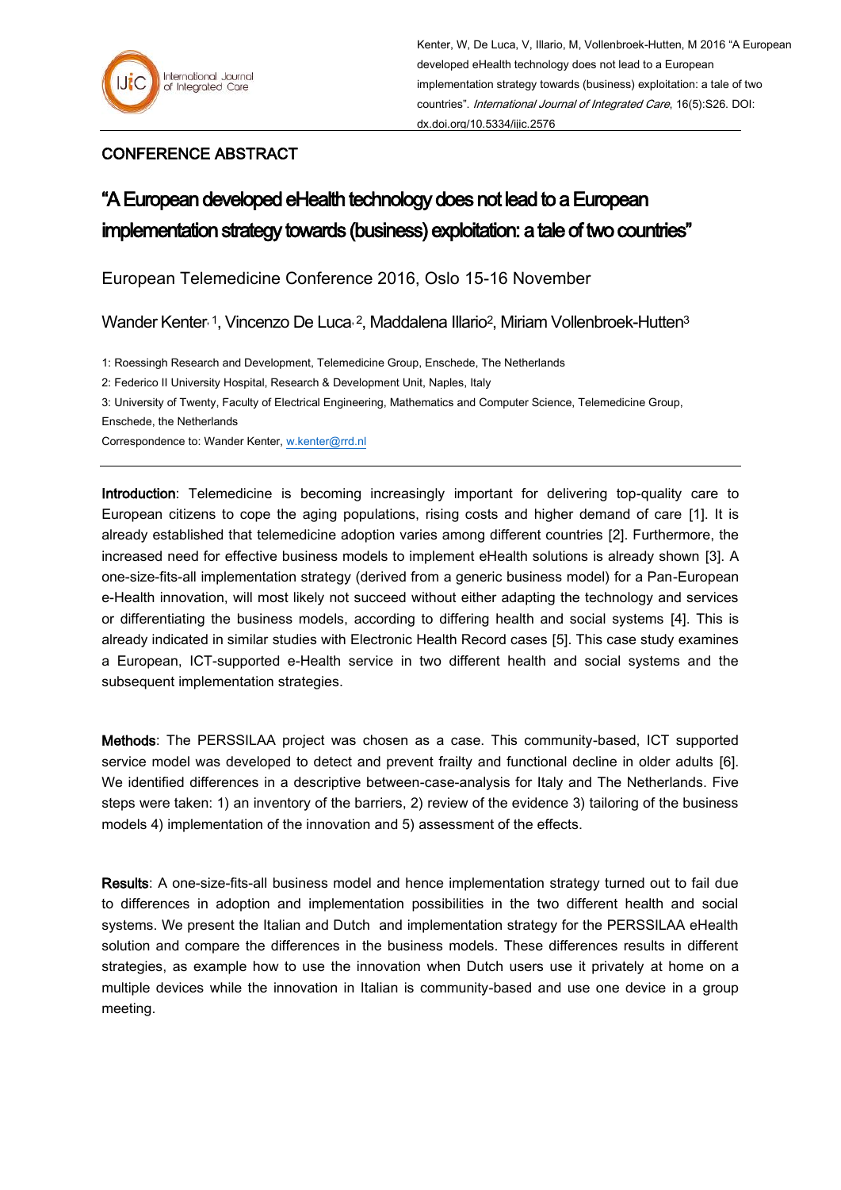Kenter, W, De Luca, V, Illario, M, Vollenbroek-Hutten, M 2016 "A European developed eHealth technology does not lead to a European implementation strategy towards (business) exploitation: a tale of two countries". *International Journal of Integrated Care*, 16(5):S26. DOI: dx.doi.org/10.5334/ijic.2576

CONFERENCE ABSTRACT

# "A European developed eHealth technology does not lead to a European implementation strategy towards (business) exploitation: a tale of two countries"

European Telemedicine Conference 2016, Oslo 15-16 November

Wander Kenter[1], Vincenzo De Luca[1,2], Maddalena Illario[2], Miriam Vollenbroek-Hutten[3]

1: Roessingh Research and Development, Telemedicine Group, Enschede, The Netherlands

2: Federico II University Hospital, Research & Development Unit, Naples, Italy

3: University of Twenty, Faculty of Electrical Engineering, Mathematics and Computer Science, Telemedicine Group, Enschede, the Netherlands

Correspondence to: Wander Kenter, w.kenter@rrd.nl

**Introduction**: Telemedicine is becoming increasingly important for delivering top-quality care to European citizens to cope the aging populations, rising costs and higher demand of care [1]. It is already established that telemedicine adoption varies among different countries [2]. Furthermore, the increased need for effective business models to implement eHealth solutions is already shown [3]. A one-size-fits-all implementation strategy (derived from a generic business model) for a Pan-European e-Health innovation, will most likely not succeed without either adapting the technology and services or differentiating the business models, according to differing health and social systems [4]. This is already indicated in similar studies with Electronic Health Record cases [5]. This case study examines a European, ICT-supported e-Health service in two different health and social systems and the subsequent implementation strategies.

**Methods**: The PERSSILAA project was chosen as a case. This community-based, ICT supported service model was developed to detect and prevent frailty and functional decline in older adults [6]. We identified differences in a descriptive between-case-analysis for Italy and The Netherlands. Five steps were taken: 1) an inventory of the barriers, 2) review of the evidence 3) tailoring of the business models 4) implementation of the innovation and 5) assessment of the effects.

**Results**: A one-size-fits-all business model and hence implementation strategy turned out to fail due to differences in adoption and implementation possibilities in the two different health and social systems. We present the Italian and Dutch and implementation strategy for the PERSSILAA eHealth solution and compare the differences in the business models. These differences results in different strategies, as example how to use the innovation when Dutch users use it privately at home on a multiple devices while the innovation in Italian is community-based and use one device in a group meeting.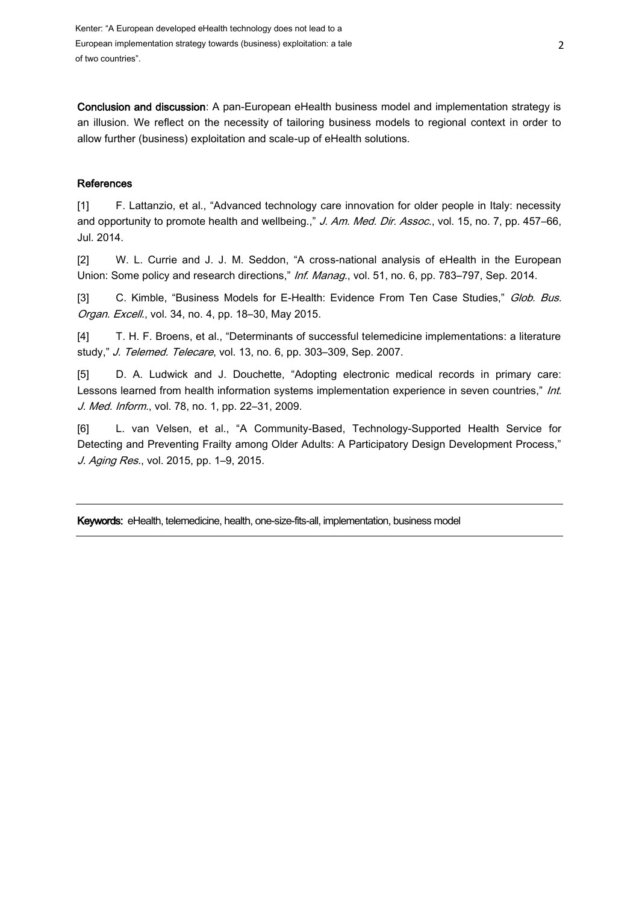**Conclusion and discussion**: A pan-European eHealth business model and implementation strategy is an illusion. We reflect on the necessity of tailoring business models to regional context in order to allow further (business) exploitation and scale-up of eHealth solutions.

## References

[1] F. Lattanzio, et al., "Advanced technology care innovation for older people in Italy: necessity and opportunity to promote health and wellbeing.," *J. Am. Med. Dir. Assoc.*, vol. 15, no. 7, pp. 457–66, Jul. 2014.

[2] W. L. Currie and J. J. M. Seddon, "A cross-national analysis of eHealth in the European Union: Some policy and research directions," *Inf. Manag.*, vol. 51, no. 6, pp. 783–797, Sep. 2014.

[3] C. Kimble, "Business Models for E-Health: Evidence From Ten Case Studies," *Glob. Bus. Organ. Excell.*, vol. 34, no. 4, pp. 18–30, May 2015.

[4] T. H. F. Broens, et al., "Determinants of successful telemedicine implementations: a literature study," *J. Telemed. Telecare*, vol. 13, no. 6, pp. 303–309, Sep. 2007.

[5] D. A. Ludwick and J. Douchette, "Adopting electronic medical records in primary care: Lessons learned from health information systems implementation experience in seven countries," *Int. J. Med. Inform.*, vol. 78, no. 1, pp. 22–31, 2009.

[6] L. van Velsen, et al., "A Community-Based, Technology-Supported Health Service for Detecting and Preventing Frailty among Older Adults: A Participatory Design Development Process," *J. Aging Res.*, vol. 2015, pp. 1–9, 2015.

---

**Keywords:** eHealth, telemedicine, health, one-size-fits-all, implementation, business model

---